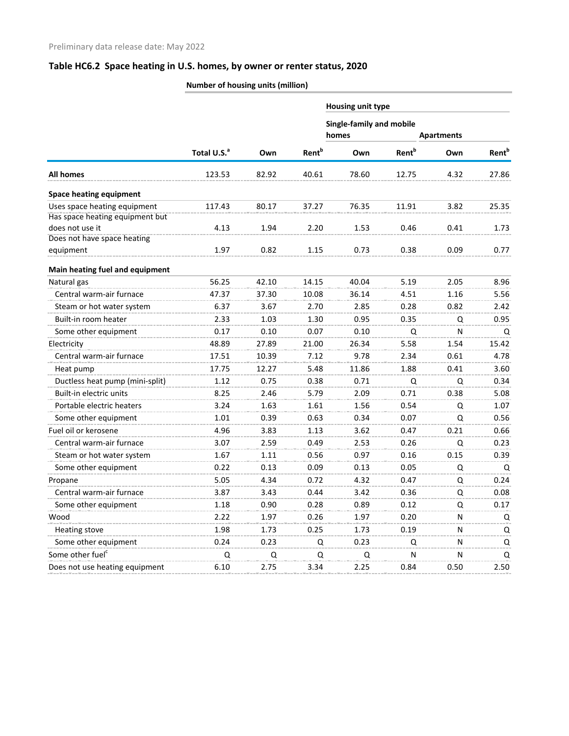Preliminary data release date: May 2022

## Table HC6.2 Space heating in U.S. homes, by owner or renter status, 2020

| | Number of housing units (million) | | | | | | |
|---|---|---|---|---|---|---|---|
| | | | | Housing unit type | | | |
| | | | | Single-family and mobile homes | | Apartments | |
| | Total U.S.[a] | Own | Rent[b] | Own | Rent[b] | Own | Rent[b] |
| **All homes** | 123.53 | 82.92 | 40.61 | 78.60 | 12.75 | 4.32 | 27.86 |
| **Space heating equipment** | | | | | | | |
| Uses space heating equipment | 117.43 | 80.17 | 37.27 | 76.35 | 11.91 | 3.82 | 25.35 |
| Has space heating equipment but does not use it | 4.13 | 1.94 | 2.20 | 1.53 | 0.46 | 0.41 | 1.73 |
| Does not have space heating equipment | 1.97 | 0.82 | 1.15 | 0.73 | 0.38 | 0.09 | 0.77 |
| **Main heating fuel and equipment** | | | | | | | |
| Natural gas | 56.25 | 42.10 | 14.15 | 40.04 | 5.19 | 2.05 | 8.96 |
| Central warm-air furnace | 47.37 | 37.30 | 10.08 | 36.14 | 4.51 | 1.16 | 5.56 |
| Steam or hot water system | 6.37 | 3.67 | 2.70 | 2.85 | 0.28 | 0.82 | 2.42 |
| Built-in room heater | 2.33 | 1.03 | 1.30 | 0.95 | 0.35 | Q | 0.95 |
| Some other equipment | 0.17 | 0.10 | 0.07 | 0.10 | Q | N | Q |
| Electricity | 48.89 | 27.89 | 21.00 | 26.34 | 5.58 | 1.54 | 15.42 |
| Central warm-air furnace | 17.51 | 10.39 | 7.12 | 9.78 | 2.34 | 0.61 | 4.78 |
| Heat pump | 17.75 | 12.27 | 5.48 | 11.86 | 1.88 | 0.41 | 3.60 |
| Ductless heat pump (mini-split) | 1.12 | 0.75 | 0.38 | 0.71 | Q | Q | 0.34 |
| Built-in electric units | 8.25 | 2.46 | 5.79 | 2.09 | 0.71 | 0.38 | 5.08 |
| Portable electric heaters | 3.24 | 1.63 | 1.61 | 1.56 | 0.54 | Q | 1.07 |
| Some other equipment | 1.01 | 0.39 | 0.63 | 0.34 | 0.07 | Q | 0.56 |
| Fuel oil or kerosene | 4.96 | 3.83 | 1.13 | 3.62 | 0.47 | 0.21 | 0.66 |
| Central warm-air furnace | 3.07 | 2.59 | 0.49 | 2.53 | 0.26 | Q | 0.23 |
| Steam or hot water system | 1.67 | 1.11 | 0.56 | 0.97 | 0.16 | 0.15 | 0.39 |
| Some other equipment | 0.22 | 0.13 | 0.09 | 0.13 | 0.05 | Q | Q |
| Propane | 5.05 | 4.34 | 0.72 | 4.32 | 0.47 | Q | 0.24 |
| Central warm-air furnace | 3.87 | 3.43 | 0.44 | 3.42 | 0.36 | Q | 0.08 |
| Some other equipment | 1.18 | 0.90 | 0.28 | 0.89 | 0.12 | Q | 0.17 |
| Wood | 2.22 | 1.97 | 0.26 | 1.97 | 0.20 | N | Q |
| Heating stove | 1.98 | 1.73 | 0.25 | 1.73 | 0.19 | N | Q |
| Some other equipment | 0.24 | 0.23 | Q | 0.23 | Q | N | Q |
| Some other fuel[c] | Q | Q | Q | Q | N | N | Q |
| Does not use heating equipment | 6.10 | 2.75 | 3.34 | 2.25 | 0.84 | 0.50 | 2.50 |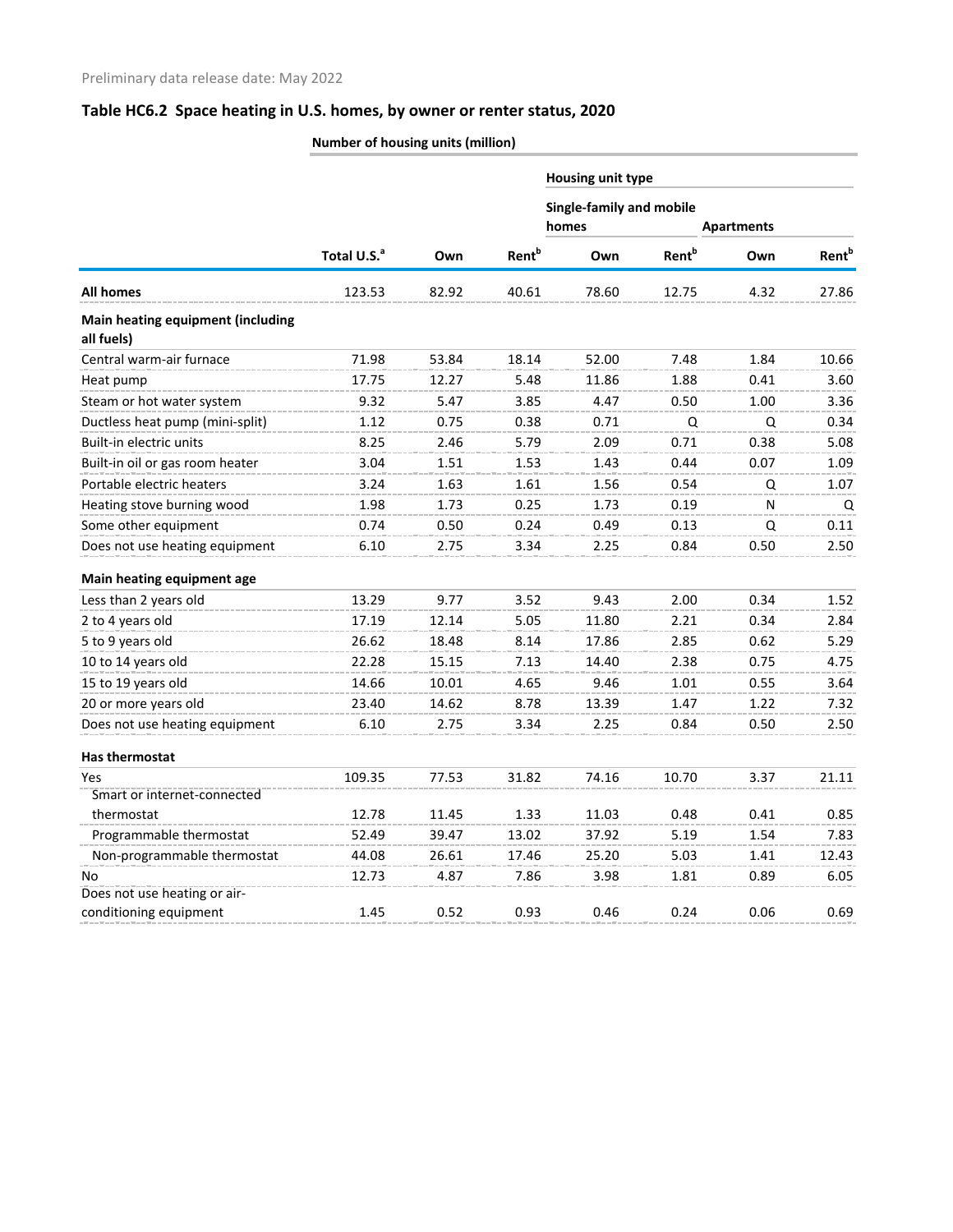Preliminary data release date: May 2022

## Table HC6.2 Space heating in U.S. homes, by owner or renter status, 2020

| | Number of housing units (million) | | | | | | |
|---|---|---|---|---|---|---|---|
| | | | | Housing unit type | | | |
| | | | | Single-family and mobile homes | | Apartments | |
| | Total U.S.[a] | Own | Rent[b] | Own | Rent[b] | Own | Rent[b] |
| **All homes** | 123.53 | 82.92 | 40.61 | 78.60 | 12.75 | 4.32 | 27.86 |
| **Main heating equipment (including all fuels)** | | | | | | | |
| Central warm-air furnace | 71.98 | 53.84 | 18.14 | 52.00 | 7.48 | 1.84 | 10.66 |
| Heat pump | 17.75 | 12.27 | 5.48 | 11.86 | 1.88 | 0.41 | 3.60 |
| Steam or hot water system | 9.32 | 5.47 | 3.85 | 4.47 | 0.50 | 1.00 | 3.36 |
| Ductless heat pump (mini-split) | 1.12 | 0.75 | 0.38 | 0.71 | Q | Q | 0.34 |
| Built-in electric units | 8.25 | 2.46 | 5.79 | 2.09 | 0.71 | 0.38 | 5.08 |
| Built-in oil or gas room heater | 3.04 | 1.51 | 1.53 | 1.43 | 0.44 | 0.07 | 1.09 |
| Portable electric heaters | 3.24 | 1.63 | 1.61 | 1.56 | 0.54 | Q | 1.07 |
| Heating stove burning wood | 1.98 | 1.73 | 0.25 | 1.73 | 0.19 | N | Q |
| Some other equipment | 0.74 | 0.50 | 0.24 | 0.49 | 0.13 | Q | 0.11 |
| Does not use heating equipment | 6.10 | 2.75 | 3.34 | 2.25 | 0.84 | 0.50 | 2.50 |
| **Main heating equipment age** | | | | | | | |
| Less than 2 years old | 13.29 | 9.77 | 3.52 | 9.43 | 2.00 | 0.34 | 1.52 |
| 2 to 4 years old | 17.19 | 12.14 | 5.05 | 11.80 | 2.21 | 0.34 | 2.84 |
| 5 to 9 years old | 26.62 | 18.48 | 8.14 | 17.86 | 2.85 | 0.62 | 5.29 |
| 10 to 14 years old | 22.28 | 15.15 | 7.13 | 14.40 | 2.38 | 0.75 | 4.75 |
| 15 to 19 years old | 14.66 | 10.01 | 4.65 | 9.46 | 1.01 | 0.55 | 3.64 |
| 20 or more years old | 23.40 | 14.62 | 8.78 | 13.39 | 1.47 | 1.22 | 7.32 |
| Does not use heating equipment | 6.10 | 2.75 | 3.34 | 2.25 | 0.84 | 0.50 | 2.50 |
| **Has thermostat** | | | | | | | |
| Yes | 109.35 | 77.53 | 31.82 | 74.16 | 10.70 | 3.37 | 21.11 |
| Smart or internet-connected thermostat | 12.78 | 11.45 | 1.33 | 11.03 | 0.48 | 0.41 | 0.85 |
| Programmable thermostat | 52.49 | 39.47 | 13.02 | 37.92 | 5.19 | 1.54 | 7.83 |
| Non-programmable thermostat | 44.08 | 26.61 | 17.46 | 25.20 | 5.03 | 1.41 | 12.43 |
| No | 12.73 | 4.87 | 7.86 | 3.98 | 1.81 | 0.89 | 6.05 |
| Does not use heating or air-conditioning equipment | 1.45 | 0.52 | 0.93 | 0.46 | 0.24 | 0.06 | 0.69 |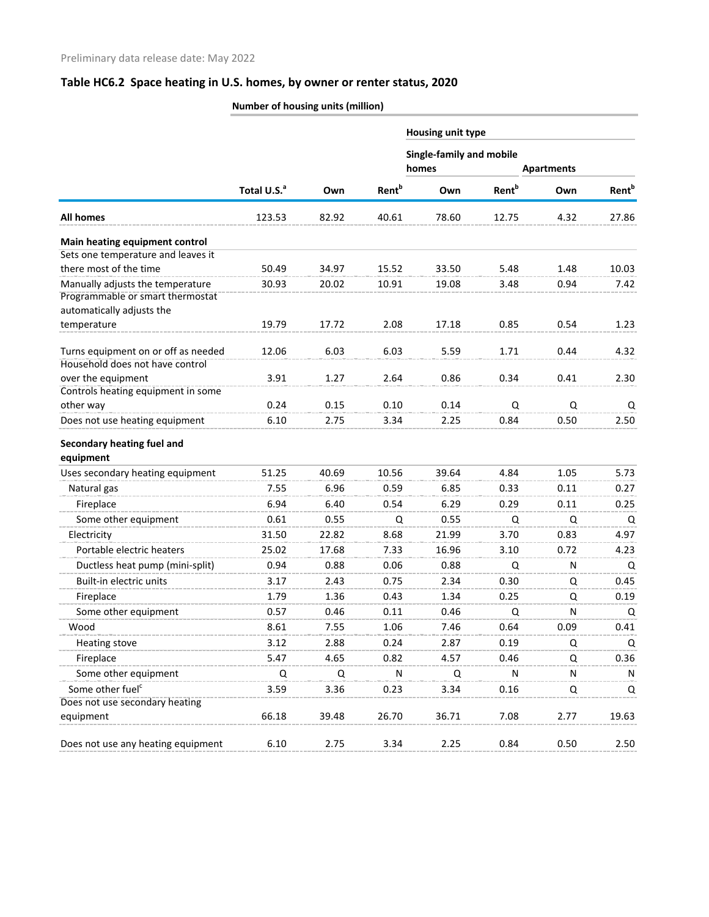Preliminary data release date: May 2022

## Table HC6.2 Space heating in U.S. homes, by owner or renter status, 2020

| | Number of housing units (million) | | | | | | |
|---|---|---|---|---|---|---|---|
| | | | | Housing unit type | | | |
| | | | | Single-family and mobile homes | | Apartments | |
| | Total U.S.[a] | Own | Rent[b] | Own | Rent[b] | Own | Rent[b] |
| **All homes** | 123.53 | 82.92 | 40.61 | 78.60 | 12.75 | 4.32 | 27.86 |
| **Main heating equipment control** | | | | | | | |
| Sets one temperature and leaves it there most of the time | 50.49 | 34.97 | 15.52 | 33.50 | 5.48 | 1.48 | 10.03 |
| Manually adjusts the temperature | 30.93 | 20.02 | 10.91 | 19.08 | 3.48 | 0.94 | 7.42 |
| Programmable or smart thermostat automatically adjusts the temperature | 19.79 | 17.72 | 2.08 | 17.18 | 0.85 | 0.54 | 1.23 |
| Turns equipment on or off as needed | 12.06 | 6.03 | 6.03 | 5.59 | 1.71 | 0.44 | 4.32 |
| Household does not have control over the equipment | 3.91 | 1.27 | 2.64 | 0.86 | 0.34 | 0.41 | 2.30 |
| Controls heating equipment in some other way | 0.24 | 0.15 | 0.10 | 0.14 | Q | Q | Q |
| Does not use heating equipment | 6.10 | 2.75 | 3.34 | 2.25 | 0.84 | 0.50 | 2.50 |
| **Secondary heating fuel and equipment** | | | | | | | |
| Uses secondary heating equipment | 51.25 | 40.69 | 10.56 | 39.64 | 4.84 | 1.05 | 5.73 |
| Natural gas | 7.55 | 6.96 | 0.59 | 6.85 | 0.33 | 0.11 | 0.27 |
| Fireplace | 6.94 | 6.40 | 0.54 | 6.29 | 0.29 | 0.11 | 0.25 |
| Some other equipment | 0.61 | 0.55 | Q | 0.55 | Q | Q | Q |
| Electricity | 31.50 | 22.82 | 8.68 | 21.99 | 3.70 | 0.83 | 4.97 |
| Portable electric heaters | 25.02 | 17.68 | 7.33 | 16.96 | 3.10 | 0.72 | 4.23 |
| Ductless heat pump (mini-split) | 0.94 | 0.88 | 0.06 | 0.88 | Q | N | Q |
| Built-in electric units | 3.17 | 2.43 | 0.75 | 2.34 | 0.30 | Q | 0.45 |
| Fireplace | 1.79 | 1.36 | 0.43 | 1.34 | 0.25 | Q | 0.19 |
| Some other equipment | 0.57 | 0.46 | 0.11 | 0.46 | Q | N | Q |
| Wood | 8.61 | 7.55 | 1.06 | 7.46 | 0.64 | 0.09 | 0.41 |
| Heating stove | 3.12 | 2.88 | 0.24 | 2.87 | 0.19 | Q | Q |
| Fireplace | 5.47 | 4.65 | 0.82 | 4.57 | 0.46 | Q | 0.36 |
| Some other equipment | Q | Q | N | Q | N | N | N |
| Some other fuel[c] | 3.59 | 3.36 | 0.23 | 3.34 | 0.16 | Q | Q |
| Does not use secondary heating equipment | 66.18 | 39.48 | 26.70 | 36.71 | 7.08 | 2.77 | 19.63 |
| Does not use any heating equipment | 6.10 | 2.75 | 3.34 | 2.25 | 0.84 | 0.50 | 2.50 |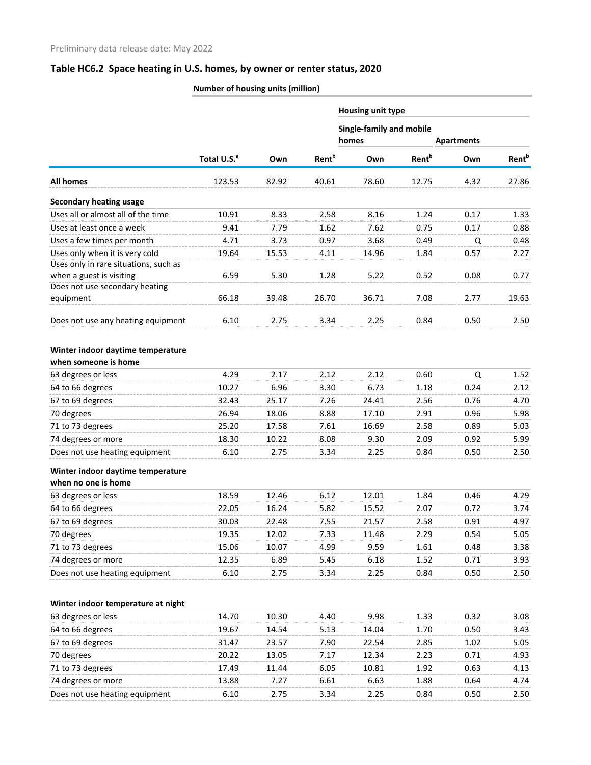Preliminary data release date: May 2022

## Table HC6.2 Space heating in U.S. homes, by owner or renter status, 2020

| | Number of housing units (million) | | | | | | |
|---|---|---|---|---|---|---|---|
| | | | | Housing unit type | | | |
| | | | | Single-family and mobile homes | | Apartments | |
| | Total U.S.[a] | Own | Rent[b] | Own | Rent[b] | Own | Rent[b] |
| **All homes** | 123.53 | 82.92 | 40.61 | 78.60 | 12.75 | 4.32 | 27.86 |
| **Secondary heating usage** | | | | | | | |
| Uses all or almost all of the time | 10.91 | 8.33 | 2.58 | 8.16 | 1.24 | 0.17 | 1.33 |
| Uses at least once a week | 9.41 | 7.79 | 1.62 | 7.62 | 0.75 | 0.17 | 0.88 |
| Uses a few times per month | 4.71 | 3.73 | 0.97 | 3.68 | 0.49 | Q | 0.48 |
| Uses only when it is very cold | 19.64 | 15.53 | 4.11 | 14.96 | 1.84 | 0.57 | 2.27 |
| Uses only in rare situations, such as when a guest is visiting | 6.59 | 5.30 | 1.28 | 5.22 | 0.52 | 0.08 | 0.77 |
| Does not use secondary heating equipment | 66.18 | 39.48 | 26.70 | 36.71 | 7.08 | 2.77 | 19.63 |
| Does not use any heating equipment | 6.10 | 2.75 | 3.34 | 2.25 | 0.84 | 0.50 | 2.50 |
| **Winter indoor daytime temperature when someone is home** | | | | | | | |
| 63 degrees or less | 4.29 | 2.17 | 2.12 | 2.12 | 0.60 | Q | 1.52 |
| 64 to 66 degrees | 10.27 | 6.96 | 3.30 | 6.73 | 1.18 | 0.24 | 2.12 |
| 67 to 69 degrees | 32.43 | 25.17 | 7.26 | 24.41 | 2.56 | 0.76 | 4.70 |
| 70 degrees | 26.94 | 18.06 | 8.88 | 17.10 | 2.91 | 0.96 | 5.98 |
| 71 to 73 degrees | 25.20 | 17.58 | 7.61 | 16.69 | 2.58 | 0.89 | 5.03 |
| 74 degrees or more | 18.30 | 10.22 | 8.08 | 9.30 | 2.09 | 0.92 | 5.99 |
| Does not use heating equipment | 6.10 | 2.75 | 3.34 | 2.25 | 0.84 | 0.50 | 2.50 |
| **Winter indoor daytime temperature when no one is home** | | | | | | | |
| 63 degrees or less | 18.59 | 12.46 | 6.12 | 12.01 | 1.84 | 0.46 | 4.29 |
| 64 to 66 degrees | 22.05 | 16.24 | 5.82 | 15.52 | 2.07 | 0.72 | 3.74 |
| 67 to 69 degrees | 30.03 | 22.48 | 7.55 | 21.57 | 2.58 | 0.91 | 4.97 |
| 70 degrees | 19.35 | 12.02 | 7.33 | 11.48 | 2.29 | 0.54 | 5.05 |
| 71 to 73 degrees | 15.06 | 10.07 | 4.99 | 9.59 | 1.61 | 0.48 | 3.38 |
| 74 degrees or more | 12.35 | 6.89 | 5.45 | 6.18 | 1.52 | 0.71 | 3.93 |
| Does not use heating equipment | 6.10 | 2.75 | 3.34 | 2.25 | 0.84 | 0.50 | 2.50 |
| **Winter indoor temperature at night** | | | | | | | |
| 63 degrees or less | 14.70 | 10.30 | 4.40 | 9.98 | 1.33 | 0.32 | 3.08 |
| 64 to 66 degrees | 19.67 | 14.54 | 5.13 | 14.04 | 1.70 | 0.50 | 3.43 |
| 67 to 69 degrees | 31.47 | 23.57 | 7.90 | 22.54 | 2.85 | 1.02 | 5.05 |
| 70 degrees | 20.22 | 13.05 | 7.17 | 12.34 | 2.23 | 0.71 | 4.93 |
| 71 to 73 degrees | 17.49 | 11.44 | 6.05 | 10.81 | 1.92 | 0.63 | 4.13 |
| 74 degrees or more | 13.88 | 7.27 | 6.61 | 6.63 | 1.88 | 0.64 | 4.74 |
| Does not use heating equipment | 6.10 | 2.75 | 3.34 | 2.25 | 0.84 | 0.50 | 2.50 |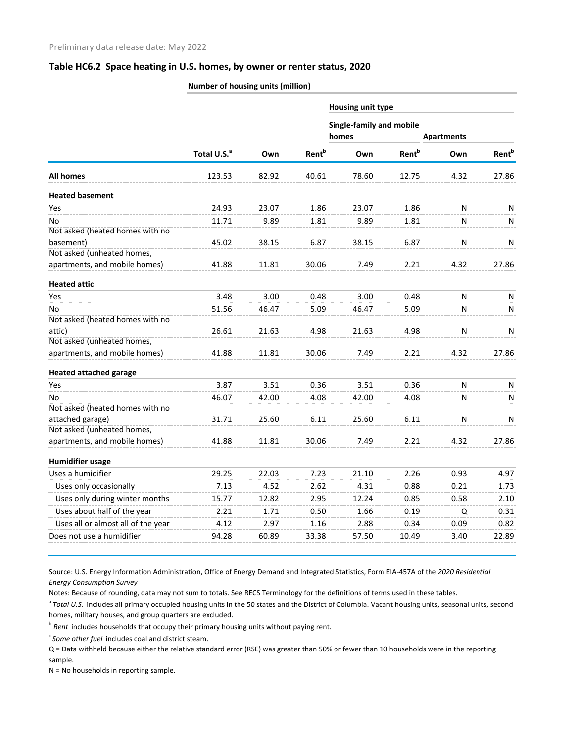Preliminary data release date: May 2022

## Table HC6.2 Space heating in U.S. homes, by owner or renter status, 2020

| | Number of housing units (million) | | | | | | |
|---|---|---|---|---|---|---|---|
| | | | | Housing unit type | | | |
| | | | | Single-family and mobile homes | | Apartments | |
| | Total U.S.[a] | Own | Rent[b] | Own | Rent[b] | Own | Rent[b] |
| **All homes** | 123.53 | 82.92 | 40.61 | 78.60 | 12.75 | 4.32 | 27.86 |
| **Heated basement** | | | | | | | |
| Yes | 24.93 | 23.07 | 1.86 | 23.07 | 1.86 | N | N |
| No | 11.71 | 9.89 | 1.81 | 9.89 | 1.81 | N | N |
| Not asked (heated homes with no basement) | 45.02 | 38.15 | 6.87 | 38.15 | 6.87 | N | N |
| Not asked (unheated homes, apartments, and mobile homes) | 41.88 | 11.81 | 30.06 | 7.49 | 2.21 | 4.32 | 27.86 |
| **Heated attic** | | | | | | | |
| Yes | 3.48 | 3.00 | 0.48 | 3.00 | 0.48 | N | N |
| No | 51.56 | 46.47 | 5.09 | 46.47 | 5.09 | N | N |
| Not asked (heated homes with no attic) | 26.61 | 21.63 | 4.98 | 21.63 | 4.98 | N | N |
| Not asked (unheated homes, apartments, and mobile homes) | 41.88 | 11.81 | 30.06 | 7.49 | 2.21 | 4.32 | 27.86 |
| **Heated attached garage** | | | | | | | |
| Yes | 3.87 | 3.51 | 0.36 | 3.51 | 0.36 | N | N |
| No | 46.07 | 42.00 | 4.08 | 42.00 | 4.08 | N | N |
| Not asked (heated homes with no attached garage) | 31.71 | 25.60 | 6.11 | 25.60 | 6.11 | N | N |
| Not asked (unheated homes, apartments, and mobile homes) | 41.88 | 11.81 | 30.06 | 7.49 | 2.21 | 4.32 | 27.86 |
| **Humidifier usage** | | | | | | | |
| Uses a humidifier | 29.25 | 22.03 | 7.23 | 21.10 | 2.26 | 0.93 | 4.97 |
| Uses only occasionally | 7.13 | 4.52 | 2.62 | 4.31 | 0.88 | 0.21 | 1.73 |
| Uses only during winter months | 15.77 | 12.82 | 2.95 | 12.24 | 0.85 | 0.58 | 2.10 |
| Uses about half of the year | 2.21 | 1.71 | 0.50 | 1.66 | 0.19 | Q | 0.31 |
| Uses all or almost all of the year | 4.12 | 2.97 | 1.16 | 2.88 | 0.34 | 0.09 | 0.82 |
| Does not use a humidifier | 94.28 | 60.89 | 33.38 | 57.50 | 10.49 | 3.40 | 22.89 |

Source: U.S. Energy Information Administration, Office of Energy Demand and Integrated Statistics, Form EIA-457A of the *2020 Residential Energy Consumption Survey*

Notes: Because of rounding, data may not sum to totals. See RECS Terminology for the definitions of terms used in these tables.

[a] *Total U.S.* includes all primary occupied housing units in the 50 states and the District of Columbia. Vacant housing units, seasonal units, second homes, military houses, and group quarters are excluded.

[b] *Rent* includes households that occupy their primary housing units without paying rent.

[c] *Some other fuel* includes coal and district steam.

Q = Data withheld because either the relative standard error (RSE) was greater than 50% or fewer than 10 households were in the reporting sample.

N = No households in reporting sample.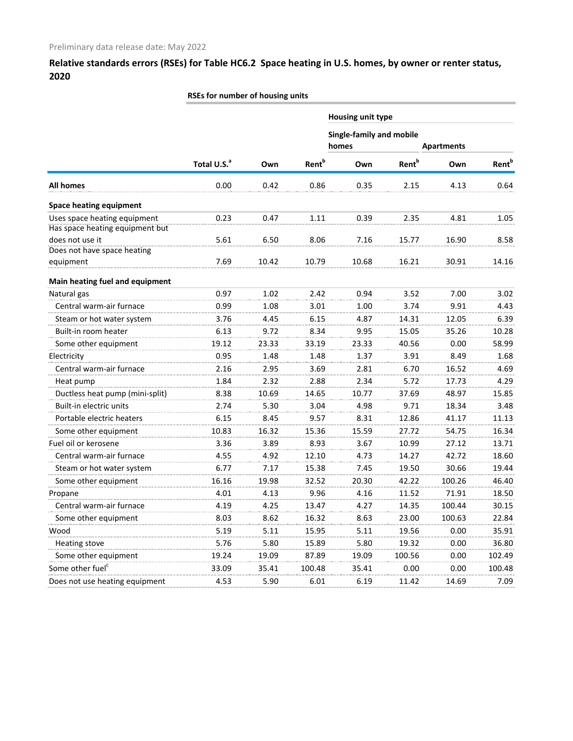Preliminary data release date: May 2022

## Relative standards errors (RSEs) for Table HC6.2 Space heating in U.S. homes, by owner or renter status, 2020

| | RSEs for number of housing units | | | | | | |
|---|---|---|---|---|---|---|---|
| | | | | Housing unit type | | | |
| | | | | Single-family and mobile homes | | Apartments | |
| | Total U.S.[a] | Own | Rent[b] | Own | Rent[b] | Own | Rent[b] |
| **All homes** | 0.00 | 0.42 | 0.86 | 0.35 | 2.15 | 4.13 | 0.64 |
| **Space heating equipment** | | | | | | | |
| Uses space heating equipment | 0.23 | 0.47 | 1.11 | 0.39 | 2.35 | 4.81 | 1.05 |
| Has space heating equipment but does not use it | 5.61 | 6.50 | 8.06 | 7.16 | 15.77 | 16.90 | 8.58 |
| Does not have space heating equipment | 7.69 | 10.42 | 10.79 | 10.68 | 16.21 | 30.91 | 14.16 |
| **Main heating fuel and equipment** | | | | | | | |
| Natural gas | 0.97 | 1.02 | 2.42 | 0.94 | 3.52 | 7.00 | 3.02 |
| Central warm-air furnace | 0.99 | 1.08 | 3.01 | 1.00 | 3.74 | 9.91 | 4.43 |
| Steam or hot water system | 3.76 | 4.45 | 6.15 | 4.87 | 14.31 | 12.05 | 6.39 |
| Built-in room heater | 6.13 | 9.72 | 8.34 | 9.95 | 15.05 | 35.26 | 10.28 |
| Some other equipment | 19.12 | 23.33 | 33.19 | 23.33 | 40.56 | 0.00 | 58.99 |
| Electricity | 0.95 | 1.48 | 1.48 | 1.37 | 3.91 | 8.49 | 1.68 |
| Central warm-air furnace | 2.16 | 2.95 | 3.69 | 2.81 | 6.70 | 16.52 | 4.69 |
| Heat pump | 1.84 | 2.32 | 2.88 | 2.34 | 5.72 | 17.73 | 4.29 |
| Ductless heat pump (mini-split) | 8.38 | 10.69 | 14.65 | 10.77 | 37.69 | 48.97 | 15.85 |
| Built-in electric units | 2.74 | 5.30 | 3.04 | 4.98 | 9.71 | 18.34 | 3.48 |
| Portable electric heaters | 6.15 | 8.45 | 9.57 | 8.31 | 12.86 | 41.17 | 11.13 |
| Some other equipment | 10.83 | 16.32 | 15.36 | 15.59 | 27.72 | 54.75 | 16.34 |
| Fuel oil or kerosene | 3.36 | 3.89 | 8.93 | 3.67 | 10.99 | 27.12 | 13.71 |
| Central warm-air furnace | 4.55 | 4.92 | 12.10 | 4.73 | 14.27 | 42.72 | 18.60 |
| Steam or hot water system | 6.77 | 7.17 | 15.38 | 7.45 | 19.50 | 30.66 | 19.44 |
| Some other equipment | 16.16 | 19.98 | 32.52 | 20.30 | 42.22 | 100.26 | 46.40 |
| Propane | 4.01 | 4.13 | 9.96 | 4.16 | 11.52 | 71.91 | 18.50 |
| Central warm-air furnace | 4.19 | 4.25 | 13.47 | 4.27 | 14.35 | 100.44 | 30.15 |
| Some other equipment | 8.03 | 8.62 | 16.32 | 8.63 | 23.00 | 100.63 | 22.84 |
| Wood | 5.19 | 5.11 | 15.95 | 5.11 | 19.56 | 0.00 | 35.91 |
| Heating stove | 5.76 | 5.80 | 15.89 | 5.80 | 19.32 | 0.00 | 36.80 |
| Some other equipment | 19.24 | 19.09 | 87.89 | 19.09 | 100.56 | 0.00 | 102.49 |
| Some other fuel[c] | 33.09 | 35.41 | 100.48 | 35.41 | 0.00 | 0.00 | 100.48 |
| Does not use heating equipment | 4.53 | 5.90 | 6.01 | 6.19 | 11.42 | 14.69 | 7.09 |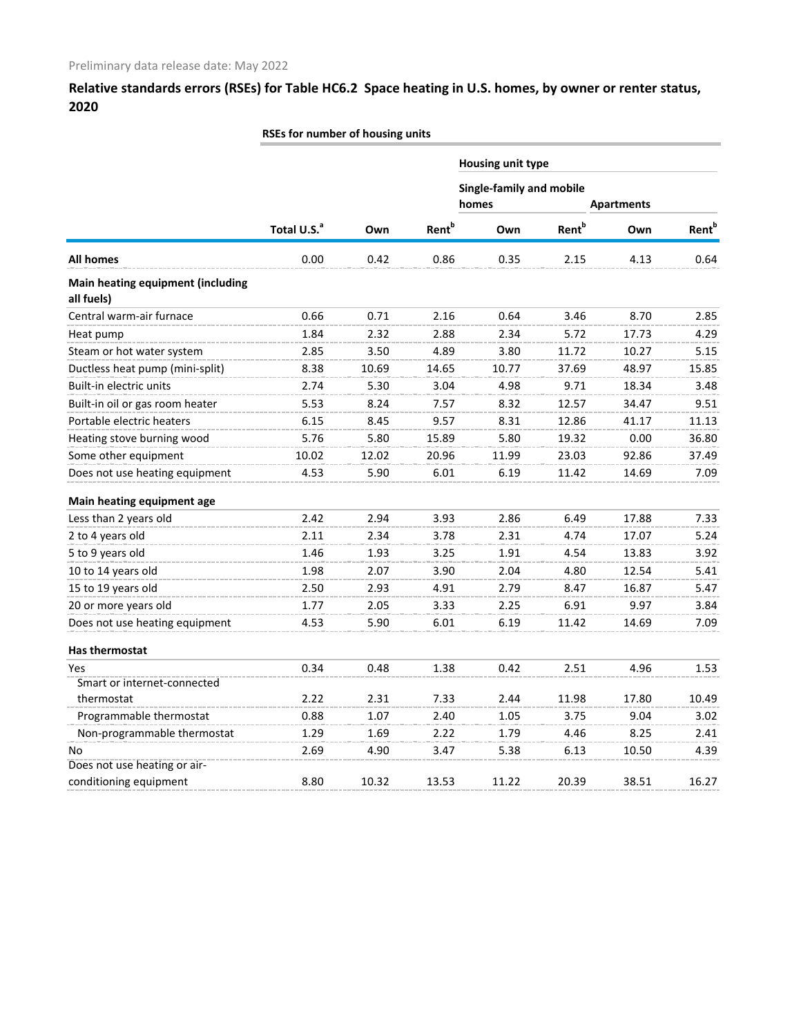Preliminary data release date: May 2022

## Relative standards errors (RSEs) for Table HC6.2 Space heating in U.S. homes, by owner or renter status, 2020

| | RSEs for number of housing units | | | | | | |
|---|---|---|---|---|---|---|---|
| | | | | Housing unit type | | | |
| | | | | Single-family and mobile homes | | Apartments | |
| | Total U.S.[a] | Own | Rent[b] | Own | Rent[b] | Own | Rent[b] |
| **All homes** | 0.00 | 0.42 | 0.86 | 0.35 | 2.15 | 4.13 | 0.64 |
| **Main heating equipment (including all fuels)** | | | | | | | |
| Central warm-air furnace | 0.66 | 0.71 | 2.16 | 0.64 | 3.46 | 8.70 | 2.85 |
| Heat pump | 1.84 | 2.32 | 2.88 | 2.34 | 5.72 | 17.73 | 4.29 |
| Steam or hot water system | 2.85 | 3.50 | 4.89 | 3.80 | 11.72 | 10.27 | 5.15 |
| Ductless heat pump (mini-split) | 8.38 | 10.69 | 14.65 | 10.77 | 37.69 | 48.97 | 15.85 |
| Built-in electric units | 2.74 | 5.30 | 3.04 | 4.98 | 9.71 | 18.34 | 3.48 |
| Built-in oil or gas room heater | 5.53 | 8.24 | 7.57 | 8.32 | 12.57 | 34.47 | 9.51 |
| Portable electric heaters | 6.15 | 8.45 | 9.57 | 8.31 | 12.86 | 41.17 | 11.13 |
| Heating stove burning wood | 5.76 | 5.80 | 15.89 | 5.80 | 19.32 | 0.00 | 36.80 |
| Some other equipment | 10.02 | 12.02 | 20.96 | 11.99 | 23.03 | 92.86 | 37.49 |
| Does not use heating equipment | 4.53 | 5.90 | 6.01 | 6.19 | 11.42 | 14.69 | 7.09 |
| **Main heating equipment age** | | | | | | | |
| Less than 2 years old | 2.42 | 2.94 | 3.93 | 2.86 | 6.49 | 17.88 | 7.33 |
| 2 to 4 years old | 2.11 | 2.34 | 3.78 | 2.31 | 4.74 | 17.07 | 5.24 |
| 5 to 9 years old | 1.46 | 1.93 | 3.25 | 1.91 | 4.54 | 13.83 | 3.92 |
| 10 to 14 years old | 1.98 | 2.07 | 3.90 | 2.04 | 4.80 | 12.54 | 5.41 |
| 15 to 19 years old | 2.50 | 2.93 | 4.91 | 2.79 | 8.47 | 16.87 | 5.47 |
| 20 or more years old | 1.77 | 2.05 | 3.33 | 2.25 | 6.91 | 9.97 | 3.84 |
| Does not use heating equipment | 4.53 | 5.90 | 6.01 | 6.19 | 11.42 | 14.69 | 7.09 |
| **Has thermostat** | | | | | | | |
| Yes | 0.34 | 0.48 | 1.38 | 0.42 | 2.51 | 4.96 | 1.53 |
| Smart or internet-connected thermostat | 2.22 | 2.31 | 7.33 | 2.44 | 11.98 | 17.80 | 10.49 |
| Programmable thermostat | 0.88 | 1.07 | 2.40 | 1.05 | 3.75 | 9.04 | 3.02 |
| Non-programmable thermostat | 1.29 | 1.69 | 2.22 | 1.79 | 4.46 | 8.25 | 2.41 |
| No | 2.69 | 4.90 | 3.47 | 5.38 | 6.13 | 10.50 | 4.39 |
| Does not use heating or air-conditioning equipment | 8.80 | 10.32 | 13.53 | 11.22 | 20.39 | 38.51 | 16.27 |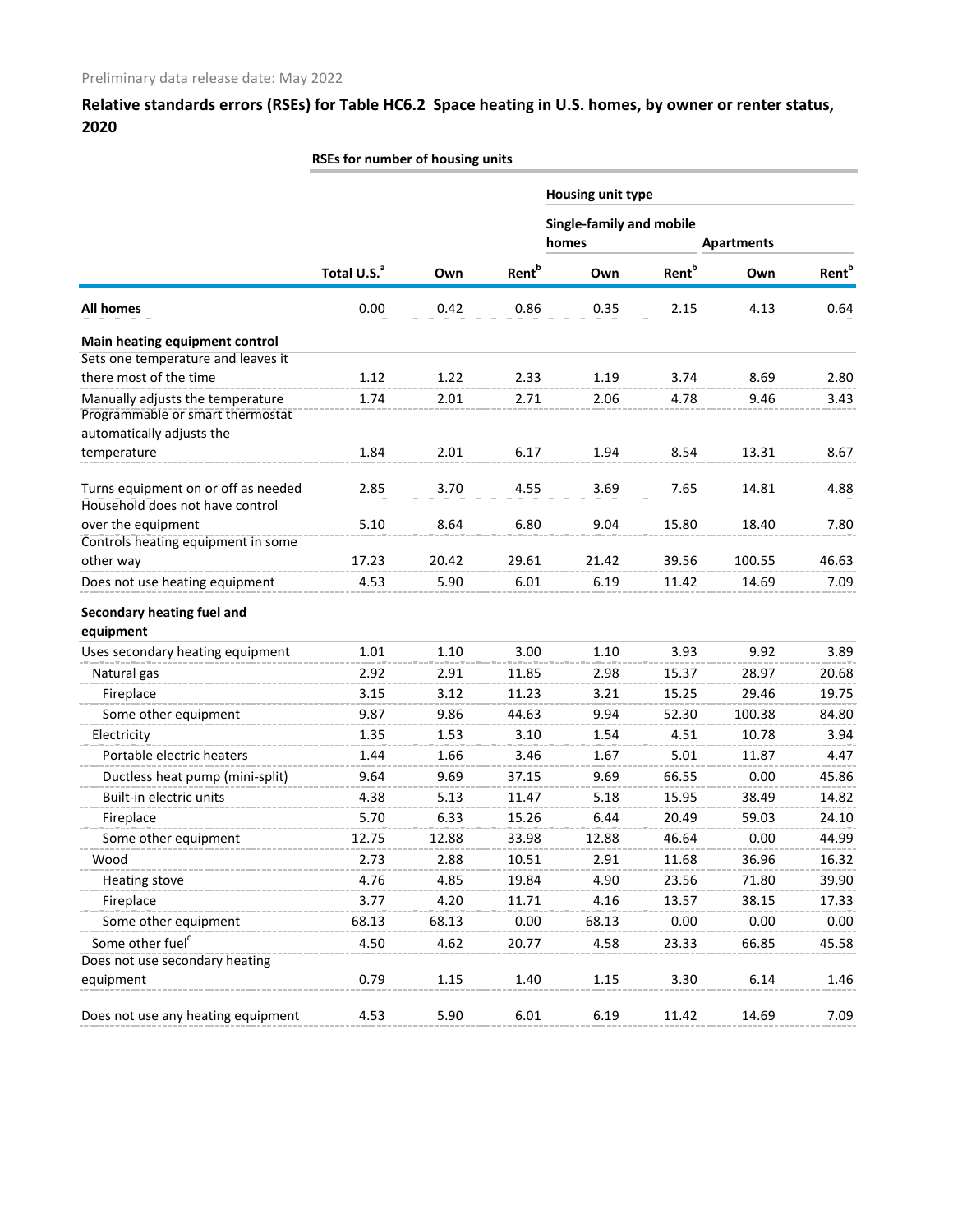Preliminary data release date: May 2022

## Relative standards errors (RSEs) for Table HC6.2 Space heating in U.S. homes, by owner or renter status, 2020

| | RSEs for number of housing units | | | | | | |
|---|---|---|---|---|---|---|---|
| | | | | Housing unit type | | | |
| | | | | Single-family and mobile homes | | Apartments | |
| | Total U.S.[a] | Own | Rent[b] | Own | Rent[b] | Own | Rent[b] |
| **All homes** | 0.00 | 0.42 | 0.86 | 0.35 | 2.15 | 4.13 | 0.64 |
| **Main heating equipment control** | | | | | | | |
| Sets one temperature and leaves it there most of the time | 1.12 | 1.22 | 2.33 | 1.19 | 3.74 | 8.69 | 2.80 |
| Manually adjusts the temperature | 1.74 | 2.01 | 2.71 | 2.06 | 4.78 | 9.46 | 3.43 |
| Programmable or smart thermostat automatically adjusts the temperature | 1.84 | 2.01 | 6.17 | 1.94 | 8.54 | 13.31 | 8.67 |
| Turns equipment on or off as needed | 2.85 | 3.70 | 4.55 | 3.69 | 7.65 | 14.81 | 4.88 |
| Household does not have control over the equipment | 5.10 | 8.64 | 6.80 | 9.04 | 15.80 | 18.40 | 7.80 |
| Controls heating equipment in some other way | 17.23 | 20.42 | 29.61 | 21.42 | 39.56 | 100.55 | 46.63 |
| Does not use heating equipment | 4.53 | 5.90 | 6.01 | 6.19 | 11.42 | 14.69 | 7.09 |
| **Secondary heating fuel and equipment** | | | | | | | |
| Uses secondary heating equipment | 1.01 | 1.10 | 3.00 | 1.10 | 3.93 | 9.92 | 3.89 |
| Natural gas | 2.92 | 2.91 | 11.85 | 2.98 | 15.37 | 28.97 | 20.68 |
| Fireplace | 3.15 | 3.12 | 11.23 | 3.21 | 15.25 | 29.46 | 19.75 |
| Some other equipment | 9.87 | 9.86 | 44.63 | 9.94 | 52.30 | 100.38 | 84.80 |
| Electricity | 1.35 | 1.53 | 3.10 | 1.54 | 4.51 | 10.78 | 3.94 |
| Portable electric heaters | 1.44 | 1.66 | 3.46 | 1.67 | 5.01 | 11.87 | 4.47 |
| Ductless heat pump (mini-split) | 9.64 | 9.69 | 37.15 | 9.69 | 66.55 | 0.00 | 45.86 |
| Built-in electric units | 4.38 | 5.13 | 11.47 | 5.18 | 15.95 | 38.49 | 14.82 |
| Fireplace | 5.70 | 6.33 | 15.26 | 6.44 | 20.49 | 59.03 | 24.10 |
| Some other equipment | 12.75 | 12.88 | 33.98 | 12.88 | 46.64 | 0.00 | 44.99 |
| Wood | 2.73 | 2.88 | 10.51 | 2.91 | 11.68 | 36.96 | 16.32 |
| Heating stove | 4.76 | 4.85 | 19.84 | 4.90 | 23.56 | 71.80 | 39.90 |
| Fireplace | 3.77 | 4.20 | 11.71 | 4.16 | 13.57 | 38.15 | 17.33 |
| Some other equipment | 68.13 | 68.13 | 0.00 | 68.13 | 0.00 | 0.00 | 0.00 |
| Some other fuel[c] | 4.50 | 4.62 | 20.77 | 4.58 | 23.33 | 66.85 | 45.58 |
| Does not use secondary heating equipment | 0.79 | 1.15 | 1.40 | 1.15 | 3.30 | 6.14 | 1.46 |
| Does not use any heating equipment | 4.53 | 5.90 | 6.01 | 6.19 | 11.42 | 14.69 | 7.09 |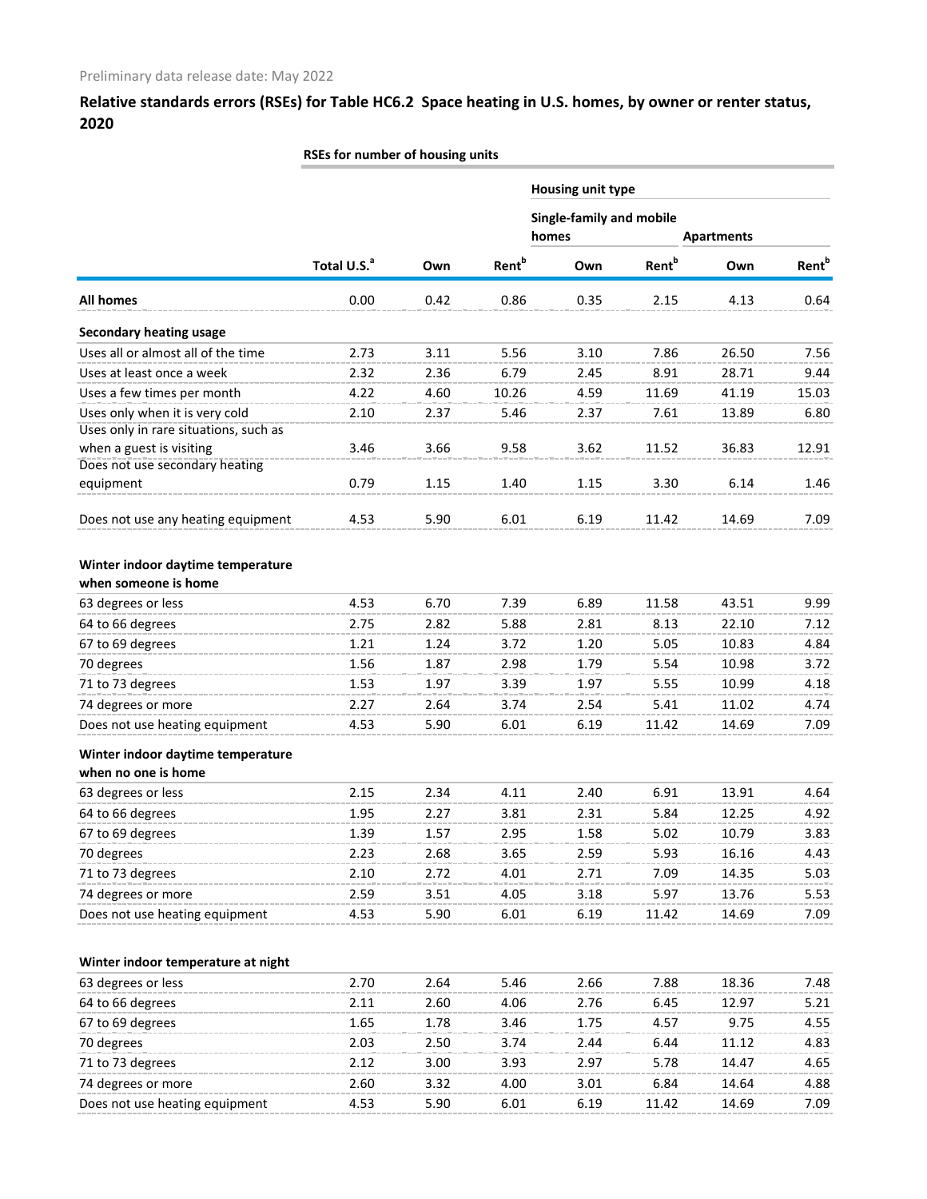Preliminary data release date: May 2022

## Relative standards errors (RSEs) for Table HC6.2 Space heating in U.S. homes, by owner or renter status, 2020

| | RSEs for number of housing units | | | | | | |
|---|---|---|---|---|---|---|---|
| | | | | Housing unit type | | | |
| | | | | Single-family and mobile homes | | Apartments | |
| | Total U.S.[a] | Own | Rent[b] | Own | Rent[b] | Own | Rent[b] |
| **All homes** | 0.00 | 0.42 | 0.86 | 0.35 | 2.15 | 4.13 | 0.64 |
| **Secondary heating usage** | | | | | | | |
| Uses all or almost all of the time | 2.73 | 3.11 | 5.56 | 3.10 | 7.86 | 26.50 | 7.56 |
| Uses at least once a week | 2.32 | 2.36 | 6.79 | 2.45 | 8.91 | 28.71 | 9.44 |
| Uses a few times per month | 4.22 | 4.60 | 10.26 | 4.59 | 11.69 | 41.19 | 15.03 |
| Uses only when it is very cold | 2.10 | 2.37 | 5.46 | 2.37 | 7.61 | 13.89 | 6.80 |
| Uses only in rare situations, such as when a guest is visiting | 3.46 | 3.66 | 9.58 | 3.62 | 11.52 | 36.83 | 12.91 |
| Does not use secondary heating equipment | 0.79 | 1.15 | 1.40 | 1.15 | 3.30 | 6.14 | 1.46 |
| Does not use any heating equipment | 4.53 | 5.90 | 6.01 | 6.19 | 11.42 | 14.69 | 7.09 |
| **Winter indoor daytime temperature when someone is home** | | | | | | | |
| 63 degrees or less | 4.53 | 6.70 | 7.39 | 6.89 | 11.58 | 43.51 | 9.99 |
| 64 to 66 degrees | 2.75 | 2.82 | 5.88 | 2.81 | 8.13 | 22.10 | 7.12 |
| 67 to 69 degrees | 1.21 | 1.24 | 3.72 | 1.20 | 5.05 | 10.83 | 4.84 |
| 70 degrees | 1.56 | 1.87 | 2.98 | 1.79 | 5.54 | 10.98 | 3.72 |
| 71 to 73 degrees | 1.53 | 1.97 | 3.39 | 1.97 | 5.55 | 10.99 | 4.18 |
| 74 degrees or more | 2.27 | 2.64 | 3.74 | 2.54 | 5.41 | 11.02 | 4.74 |
| Does not use heating equipment | 4.53 | 5.90 | 6.01 | 6.19 | 11.42 | 14.69 | 7.09 |
| **Winter indoor daytime temperature when no one is home** | | | | | | | |
| 63 degrees or less | 2.15 | 2.34 | 4.11 | 2.40 | 6.91 | 13.91 | 4.64 |
| 64 to 66 degrees | 1.95 | 2.27 | 3.81 | 2.31 | 5.84 | 12.25 | 4.92 |
| 67 to 69 degrees | 1.39 | 1.57 | 2.95 | 1.58 | 5.02 | 10.79 | 3.83 |
| 70 degrees | 2.23 | 2.68 | 3.65 | 2.59 | 5.93 | 16.16 | 4.43 |
| 71 to 73 degrees | 2.10 | 2.72 | 4.01 | 2.71 | 7.09 | 14.35 | 5.03 |
| 74 degrees or more | 2.59 | 3.51 | 4.05 | 3.18 | 5.97 | 13.76 | 5.53 |
| Does not use heating equipment | 4.53 | 5.90 | 6.01 | 6.19 | 11.42 | 14.69 | 7.09 |
| **Winter indoor temperature at night** | | | | | | | |
| 63 degrees or less | 2.70 | 2.64 | 5.46 | 2.66 | 7.88 | 18.36 | 7.48 |
| 64 to 66 degrees | 2.11 | 2.60 | 4.06 | 2.76 | 6.45 | 12.97 | 5.21 |
| 67 to 69 degrees | 1.65 | 1.78 | 3.46 | 1.75 | 4.57 | 9.75 | 4.55 |
| 70 degrees | 2.03 | 2.50 | 3.74 | 2.44 | 6.44 | 11.12 | 4.83 |
| 71 to 73 degrees | 2.12 | 3.00 | 3.93 | 2.97 | 5.78 | 14.47 | 4.65 |
| 74 degrees or more | 2.60 | 3.32 | 4.00 | 3.01 | 6.84 | 14.64 | 4.88 |
| Does not use heating equipment | 4.53 | 5.90 | 6.01 | 6.19 | 11.42 | 14.69 | 7.09 |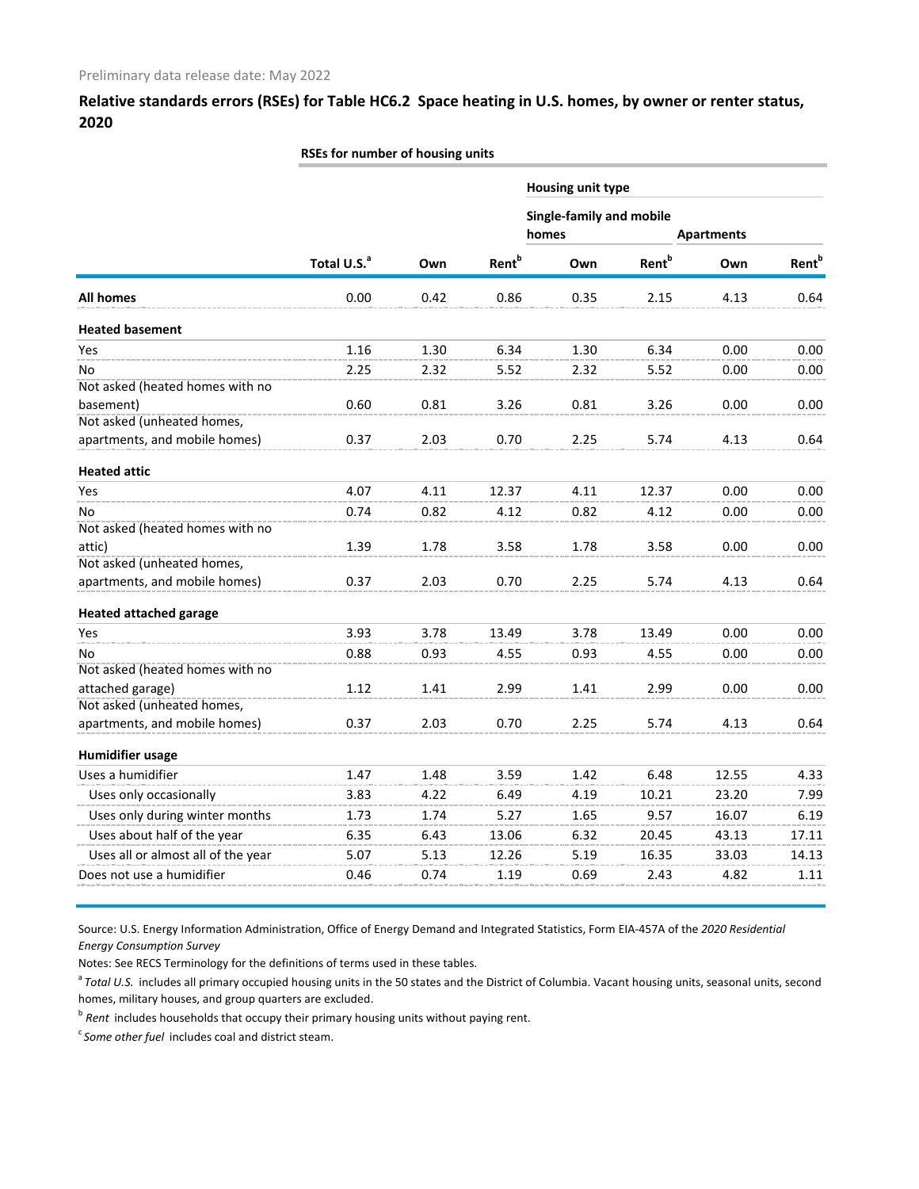Preliminary data release date: May 2022

## Relative standards errors (RSEs) for Table HC6.2 Space heating in U.S. homes, by owner or renter status, 2020

| | RSEs for number of housing units | | | | | | |
|---|---|---|---|---|---|---|---|
| | | | | Housing unit type | | | |
| | | | | Single-family and mobile homes | | Apartments | |
| | Total U.S.[a] | Own | Rent[b] | Own | Rent[b] | Own | Rent[b] |
| **All homes** | 0.00 | 0.42 | 0.86 | 0.35 | 2.15 | 4.13 | 0.64 |
| **Heated basement** | | | | | | | |
| Yes | 1.16 | 1.30 | 6.34 | 1.30 | 6.34 | 0.00 | 0.00 |
| No | 2.25 | 2.32 | 5.52 | 2.32 | 5.52 | 0.00 | 0.00 |
| Not asked (heated homes with no basement) | 0.60 | 0.81 | 3.26 | 0.81 | 3.26 | 0.00 | 0.00 |
| Not asked (unheated homes, apartments, and mobile homes) | 0.37 | 2.03 | 0.70 | 2.25 | 5.74 | 4.13 | 0.64 |
| **Heated attic** | | | | | | | |
| Yes | 4.07 | 4.11 | 12.37 | 4.11 | 12.37 | 0.00 | 0.00 |
| No | 0.74 | 0.82 | 4.12 | 0.82 | 4.12 | 0.00 | 0.00 |
| Not asked (heated homes with no attic) | 1.39 | 1.78 | 3.58 | 1.78 | 3.58 | 0.00 | 0.00 |
| Not asked (unheated homes, apartments, and mobile homes) | 0.37 | 2.03 | 0.70 | 2.25 | 5.74 | 4.13 | 0.64 |
| **Heated attached garage** | | | | | | | |
| Yes | 3.93 | 3.78 | 13.49 | 3.78 | 13.49 | 0.00 | 0.00 |
| No | 0.88 | 0.93 | 4.55 | 0.93 | 4.55 | 0.00 | 0.00 |
| Not asked (heated homes with no attached garage) | 1.12 | 1.41 | 2.99 | 1.41 | 2.99 | 0.00 | 0.00 |
| Not asked (unheated homes, apartments, and mobile homes) | 0.37 | 2.03 | 0.70 | 2.25 | 5.74 | 4.13 | 0.64 |
| **Humidifier usage** | | | | | | | |
| Uses a humidifier | 1.47 | 1.48 | 3.59 | 1.42 | 6.48 | 12.55 | 4.33 |
| Uses only occasionally | 3.83 | 4.22 | 6.49 | 4.19 | 10.21 | 23.20 | 7.99 |
| Uses only during winter months | 1.73 | 1.74 | 5.27 | 1.65 | 9.57 | 16.07 | 6.19 |
| Uses about half of the year | 6.35 | 6.43 | 13.06 | 6.32 | 20.45 | 43.13 | 17.11 |
| Uses all or almost all of the year | 5.07 | 5.13 | 12.26 | 5.19 | 16.35 | 33.03 | 14.13 |
| Does not use a humidifier | 0.46 | 0.74 | 1.19 | 0.69 | 2.43 | 4.82 | 1.11 |

Source: U.S. Energy Information Administration, Office of Energy Demand and Integrated Statistics, Form EIA-457A of the *2020 Residential Energy Consumption Survey*

Notes: See RECS Terminology for the definitions of terms used in these tables.

[a] *Total U.S.* includes all primary occupied housing units in the 50 states and the District of Columbia. Vacant housing units, seasonal units, second homes, military houses, and group quarters are excluded.

[b] *Rent* includes households that occupy their primary housing units without paying rent.

[c] *Some other fuel* includes coal and district steam.